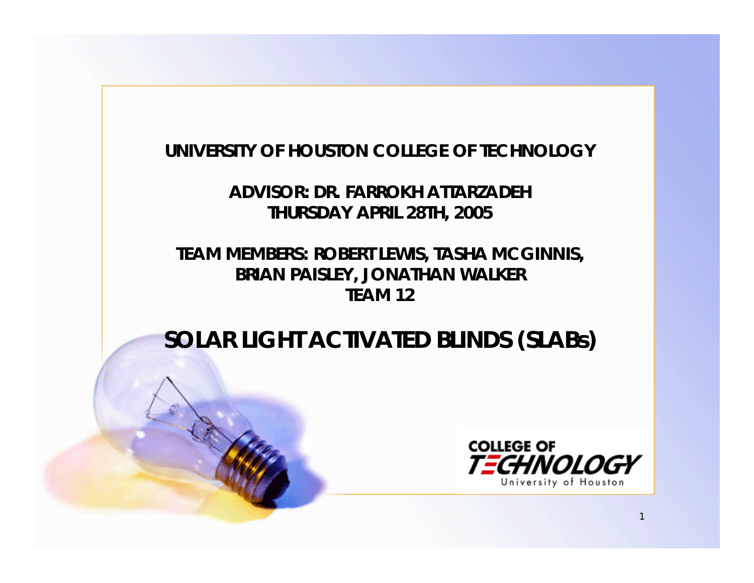UNIVERSITY OF HOUSTON COLLEGE OF TECHNOLOGY

ADVISOR: DR. FARROKH ATTARZADEH
THURSDAY APRIL 28TH, 2005

TEAM MEMBERS: ROBERT LEWIS, TASHA MCGINNIS, BRIAN PAISLEY, JONATHAN WALKER
TEAM 12

# SOLAR LIGHT ACTIVATED BLINDS (SLABs)

COLLEGE OF TECHNOLOGY
University of Houston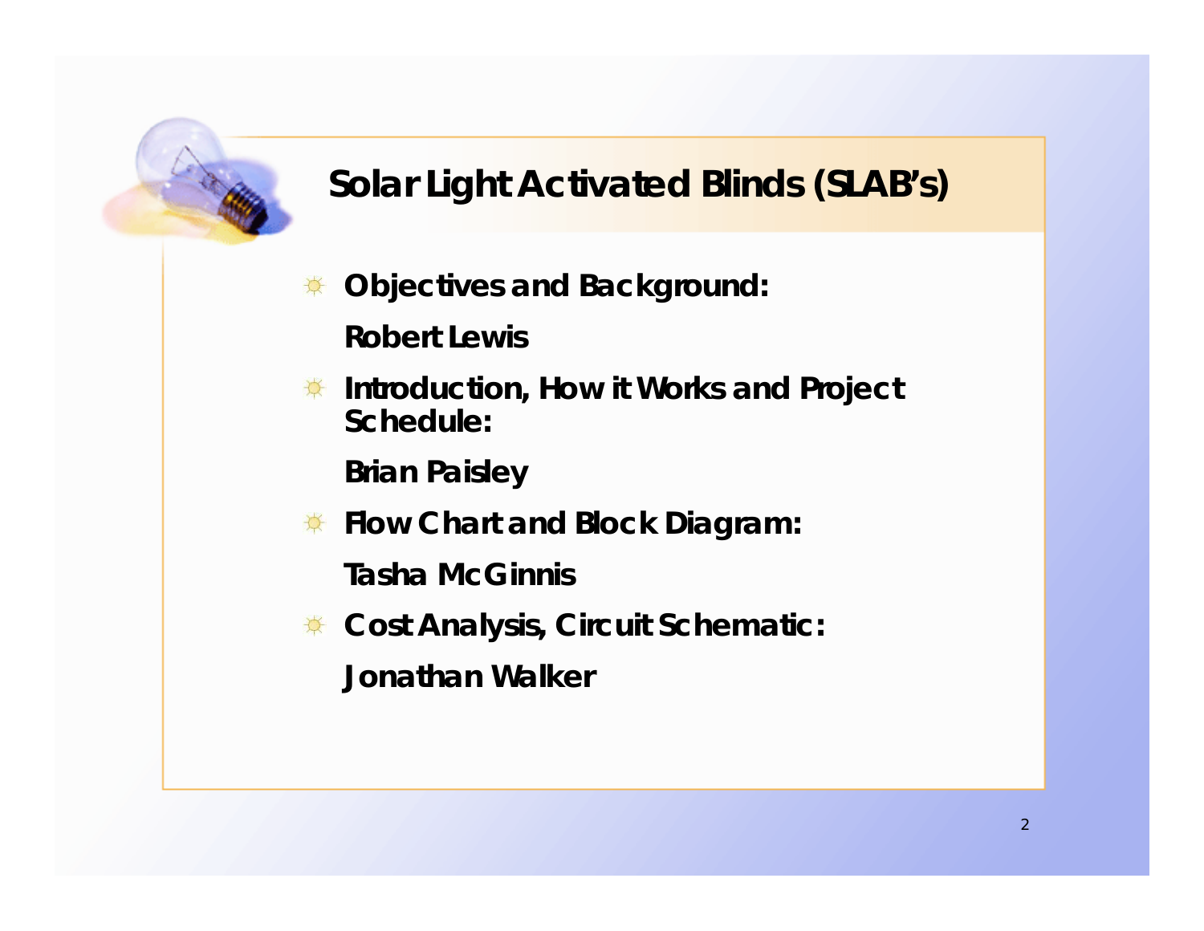# Solar Light Activated Blinds (SLAB's)

- **Objectives and Background:**

  **Robert Lewis**

- **Introduction, How it Works and Project Schedule:**

  **Brian Paisley**

- **Flow Chart and Block Diagram:**

  **Tasha McGinnis**

- **Cost Analysis, Circuit Schematic:**

  **Jonathan Walker**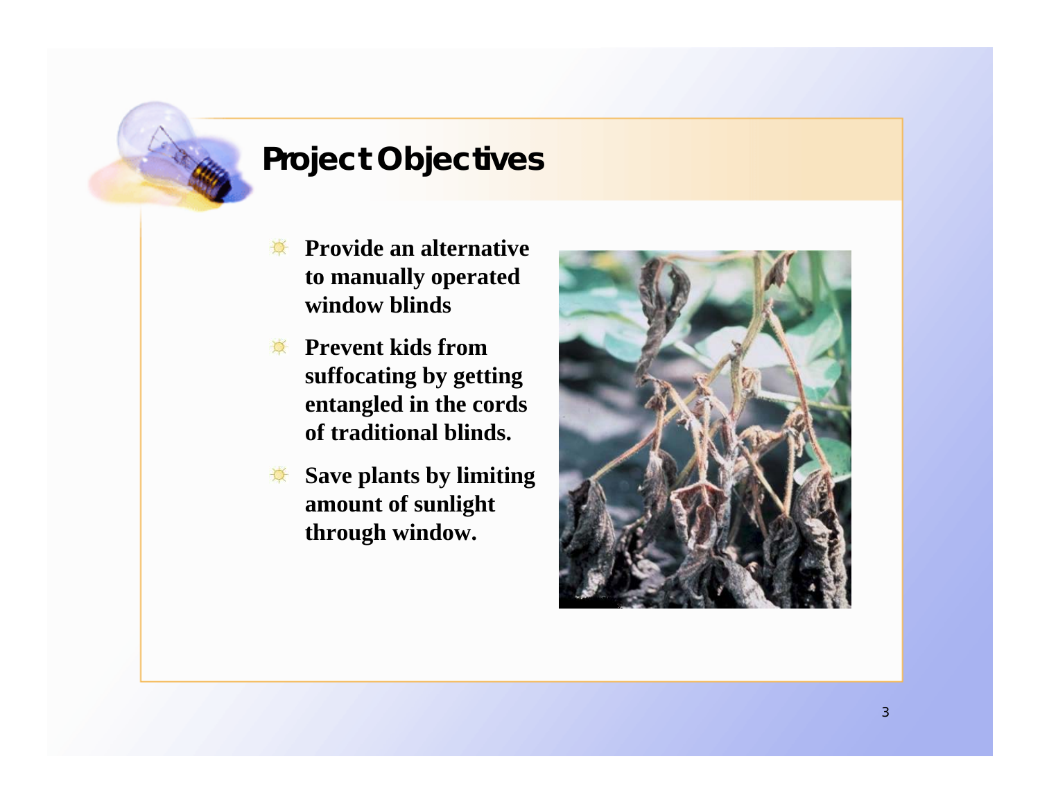# Project Objectives

- **Provide an alternative to manually operated window blinds**
- **Prevent kids from suffocating by getting entangled in the cords of traditional blinds.**
- **Save plants by limiting amount of sunlight through window.**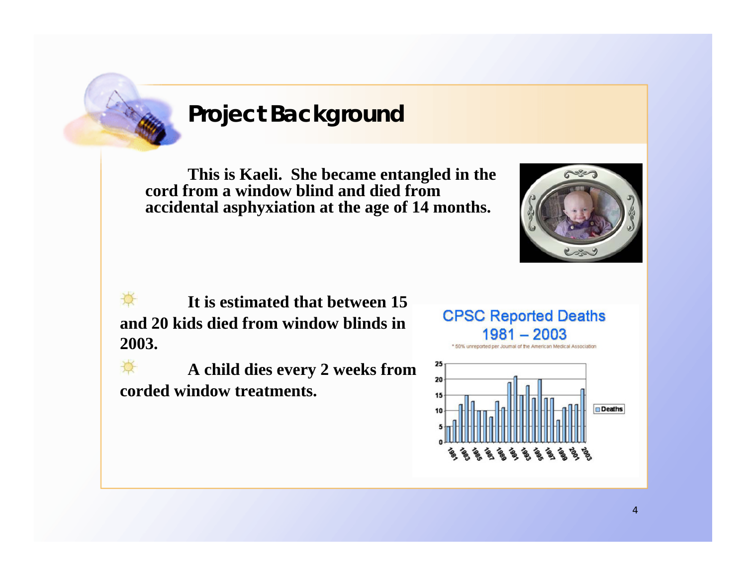# Project Background

This is Kaeli. She became entangled in the cord from a window blind and died from accidental asphyxiation at the age of 14 months.

- It is estimated that between 15 and 20 kids died from window blinds in 2003.
- A child dies every 2 weeks from corded window treatments.

**CPSC Reported Deaths 1981 – 2003**

* 50% unreported per Journal of the American Medical Association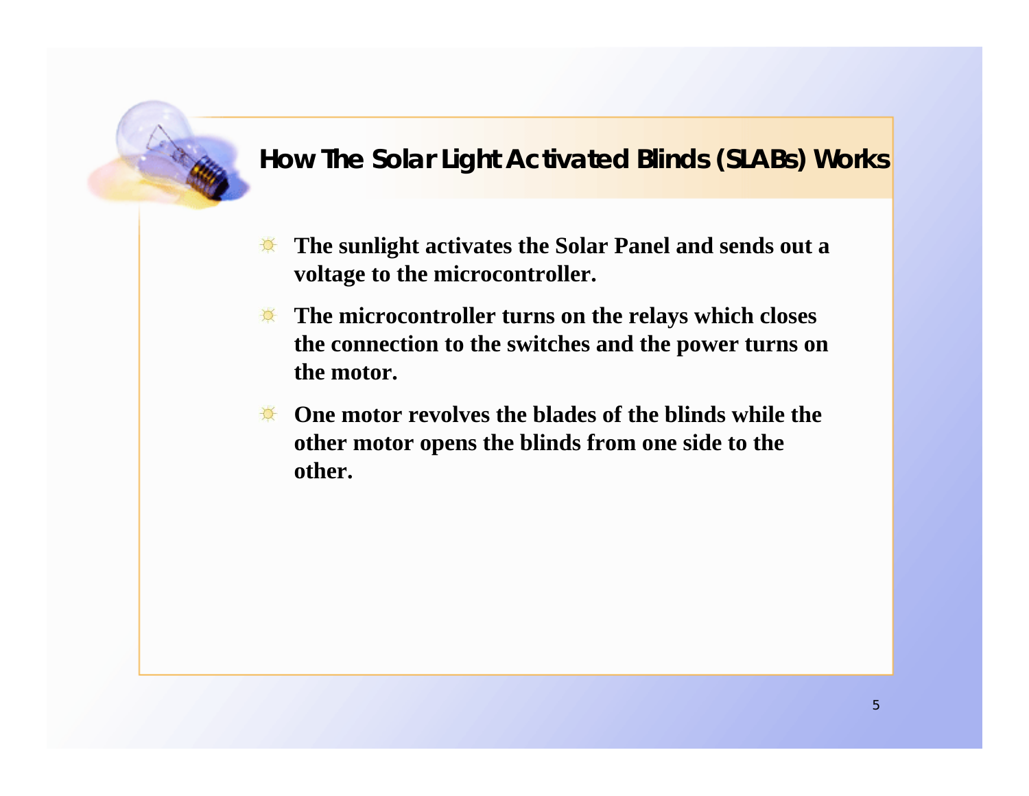## How The Solar Light Activated Blinds (SLABs) Works

- **The sunlight activates the Solar Panel and sends out a voltage to the microcontroller.**
- **The microcontroller turns on the relays which closes the connection to the switches and the power turns on the motor.**
- **One motor revolves the blades of the blinds while the other motor opens the blinds from one side to the other.**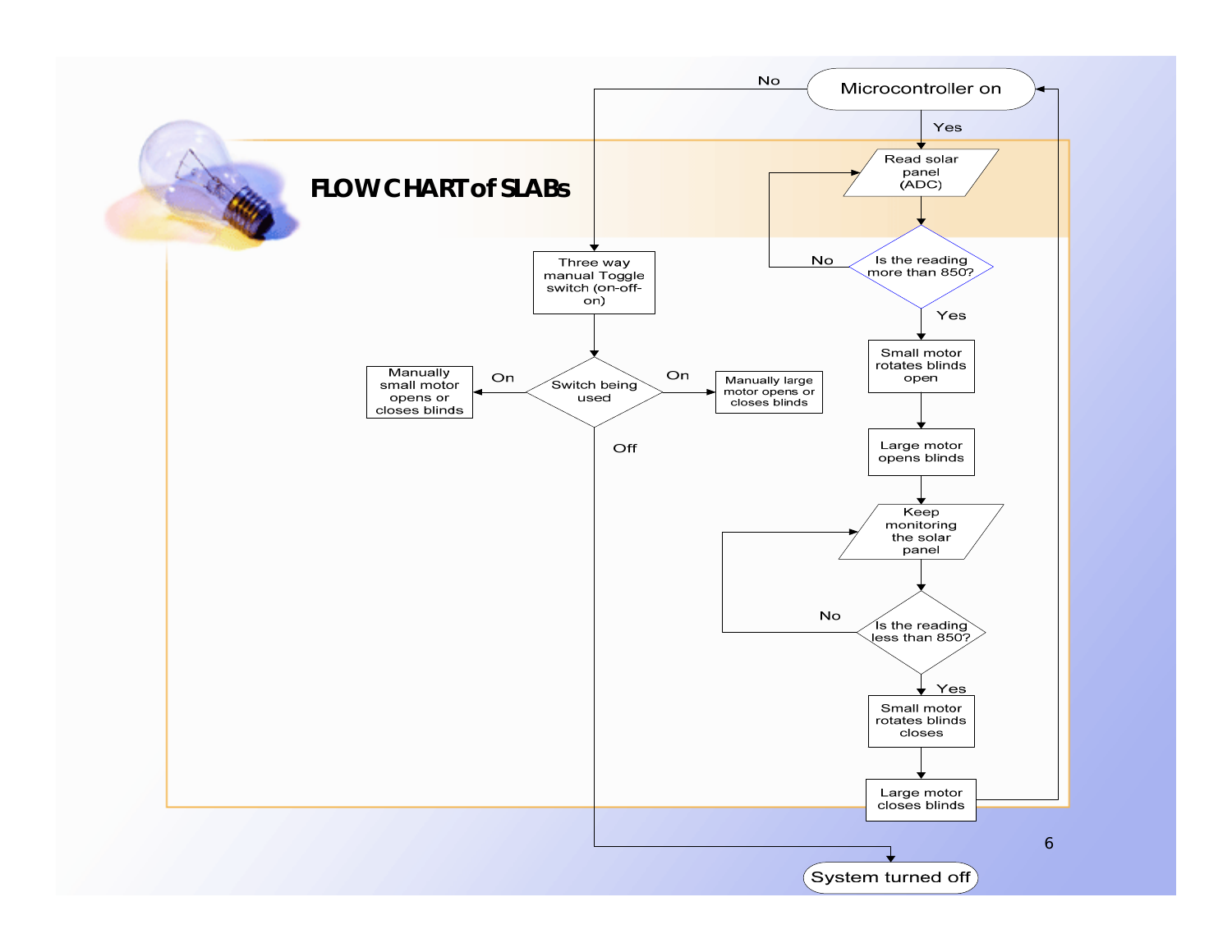# FLOW CHART of SLABs

Microcontroller on

Yes

Read solar panel (ADC)

Is the reading more than 850?

No

Yes

Small motor rotates blinds open

Large motor opens blinds

Keep monitoring the solar panel

Is the reading less than 850?

No

Yes

Small motor rotates blinds closes

Large motor closes blinds

No

Three way manual Toggle switch (on-off-on)

Switch being used

On

Manually small motor opens or closes blinds

On

Manually large motor opens or closes blinds

Off

System turned off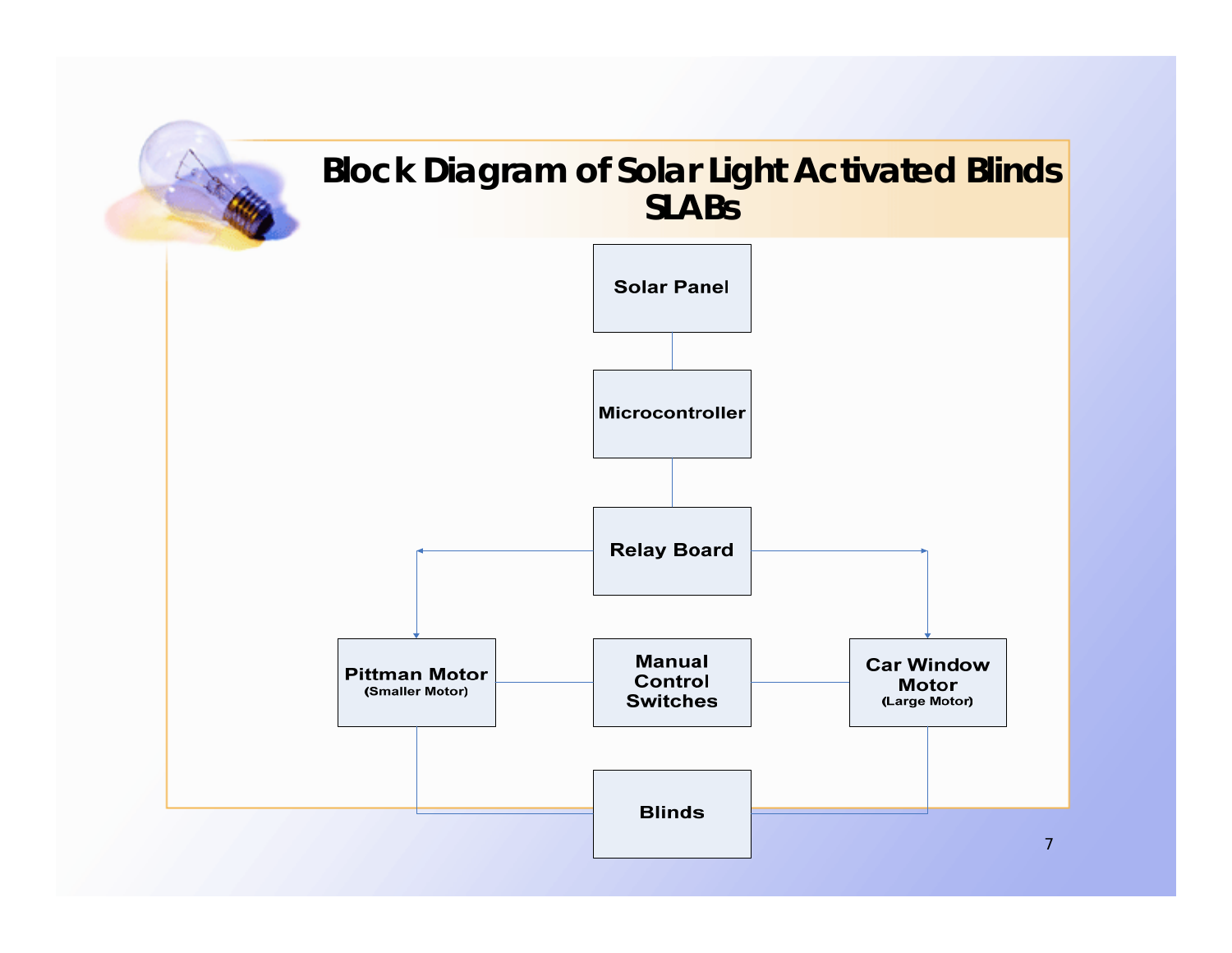# Block Diagram of Solar Light Activated Blinds SLABs

Solar Panel

Microcontroller

Relay Board

Pittman Motor
(Smaller Motor)

Manual Control Switches

Car Window Motor
(Large Motor)

Blinds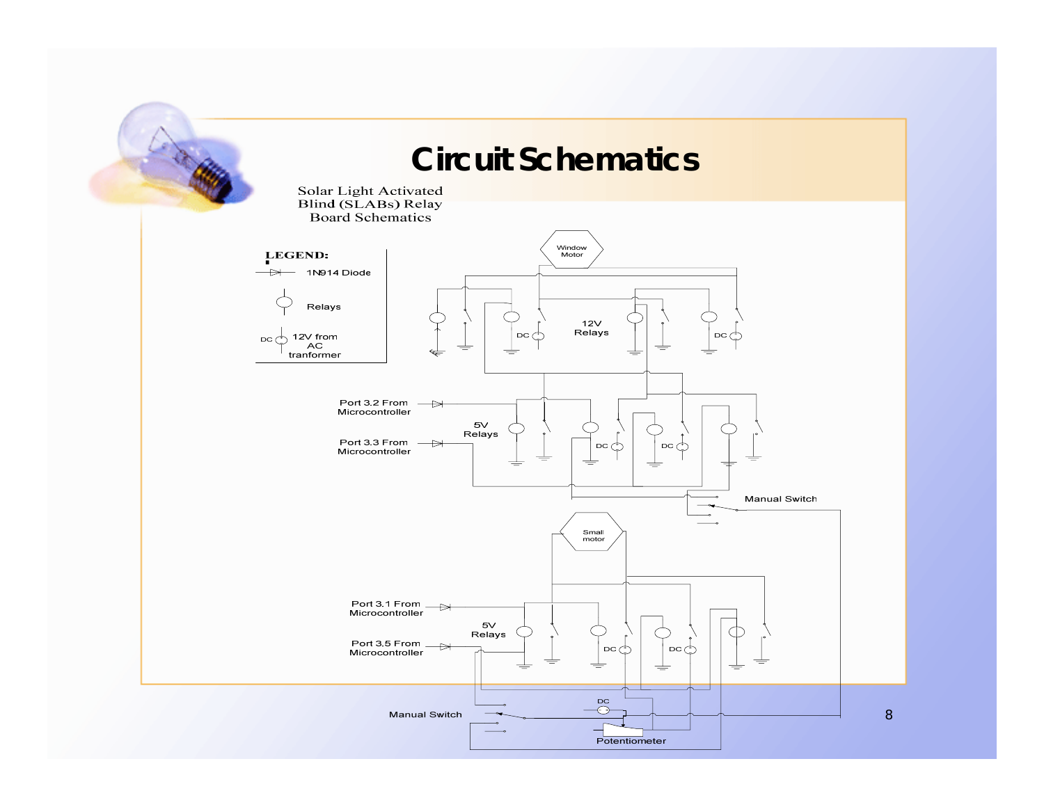# Circuit Schematics

Solar Light Activated Blind (SLABs) Relay Board Schematics

**LEGEND:**

- 1N914 Diode
- Relays
- DC 12V from AC tranformer

Window Motor

12V Relays

Port 3.2 From Microcontroller

5V Relays

Port 3.3 From Microcontroller

DC

Manual Switch

Small motor

Port 3.1 From Microcontroller

5V Relays

Port 3.5 From Microcontroller

Manual Switch

Potentiometer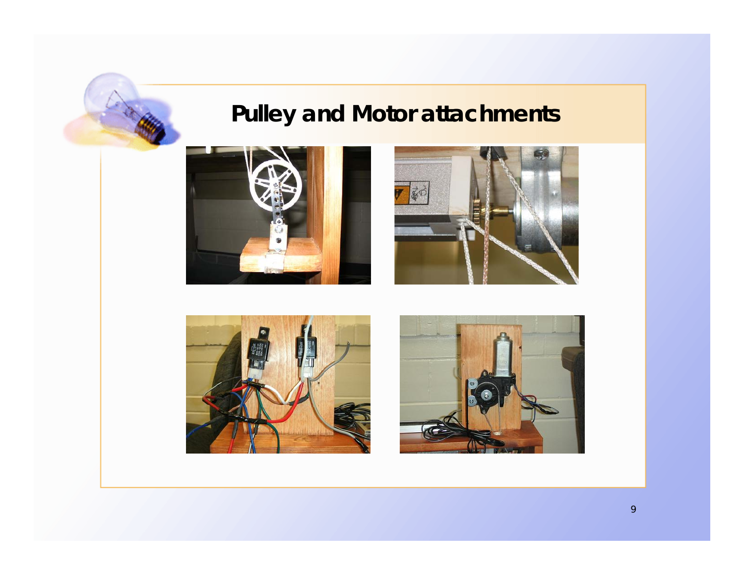# Pulley and Motor attachments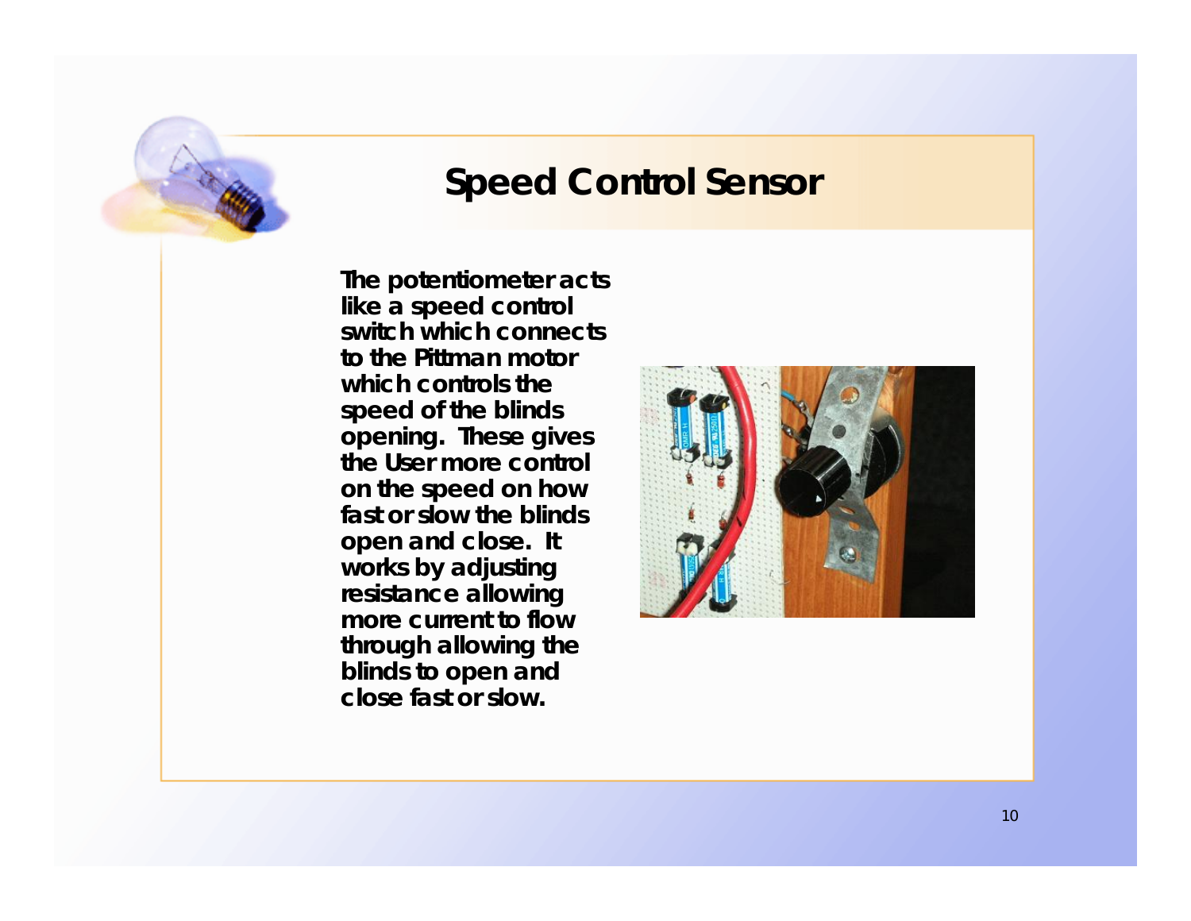# Speed Control Sensor

The potentiometer acts like a speed control switch which connects to the Pittman motor which controls the speed of the blinds opening. These gives the User more control on the speed on how fast or slow the blinds open and close. It works by adjusting resistance allowing more current to flow through allowing the blinds to open and close fast or slow.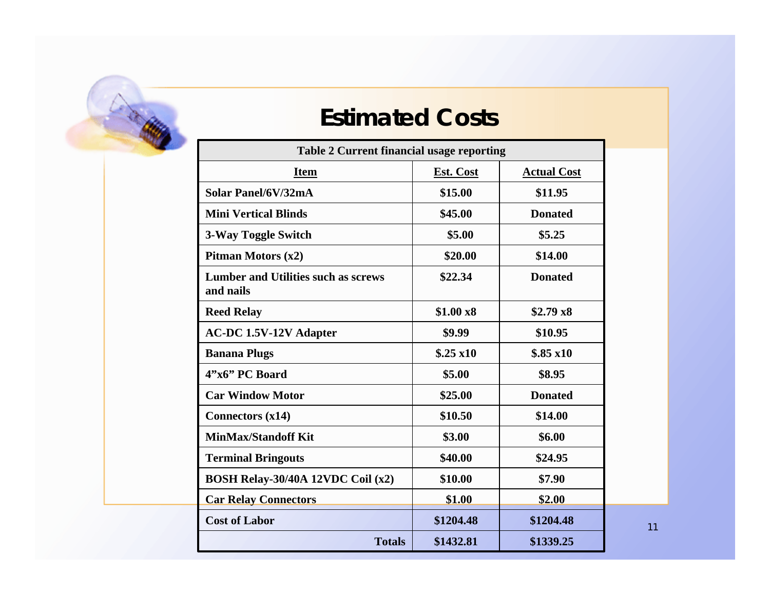# Estimated Costs

| Table 2 Current financial usage reporting | | |
|---|---|---|
| **Item** | **Est. Cost** | **Actual Cost** |
| Solar Panel/6V/32mA | $15.00 | $11.95 |
| Mini Vertical Blinds | $45.00 | Donated |
| 3-Way Toggle Switch | $5.00 | $5.25 |
| Pitman Motors (x2) | $20.00 | $14.00 |
| Lumber and Utilities such as screws and nails | $22.34 | Donated |
| Reed Relay | $1.00 x8 | $2.79 x8 |
| AC-DC 1.5V-12V Adapter | $9.99 | $10.95 |
| Banana Plugs | $.25 x10 | $.85 x10 |
| 4"x6" PC Board | $5.00 | $8.95 |
| Car Window Motor | $25.00 | Donated |
| Connectors (x14) | $10.50 | $14.00 |
| MinMax/Standoff Kit | $3.00 | $6.00 |
| Terminal Bringouts | $40.00 | $24.95 |
| BOSH Relay-30/40A 12VDC Coil (x2) | $10.00 | $7.90 |
| Car Relay Connectors | $1.00 | $2.00 |
| Cost of Labor | $1204.48 | $1204.48 |
| **Totals** | $1432.81 | $1339.25 |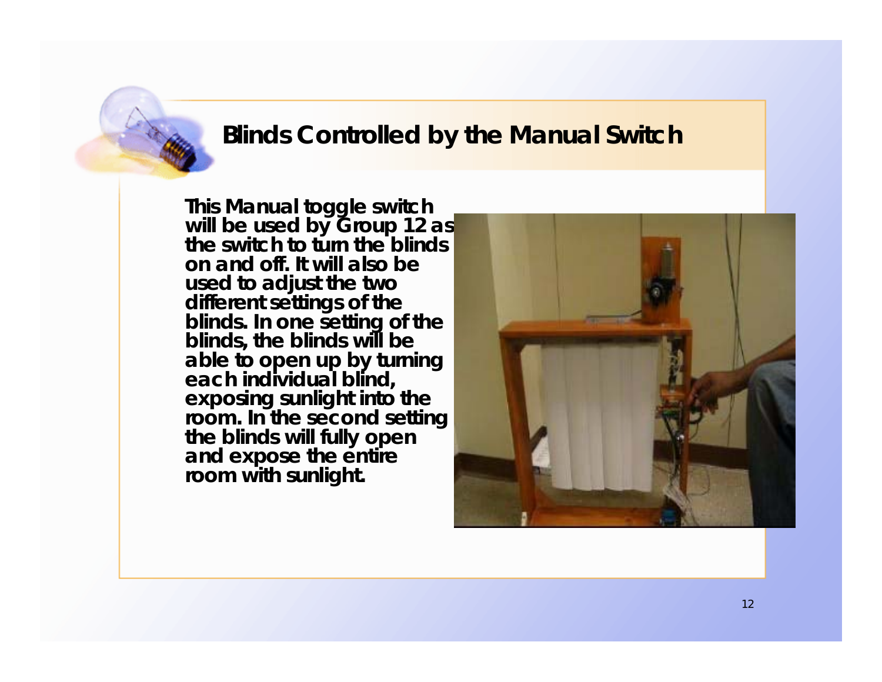## Blinds Controlled by the Manual Switch

This Manual toggle switch will be used by Group 12 as the switch to turn the blinds on and off. It will also be used to adjust the two different settings of the blinds. In one setting of the blinds, the blinds will be able to open up by turning each individual blind, exposing sunlight into the room. In the second setting the blinds will fully open and expose the entire room with sunlight.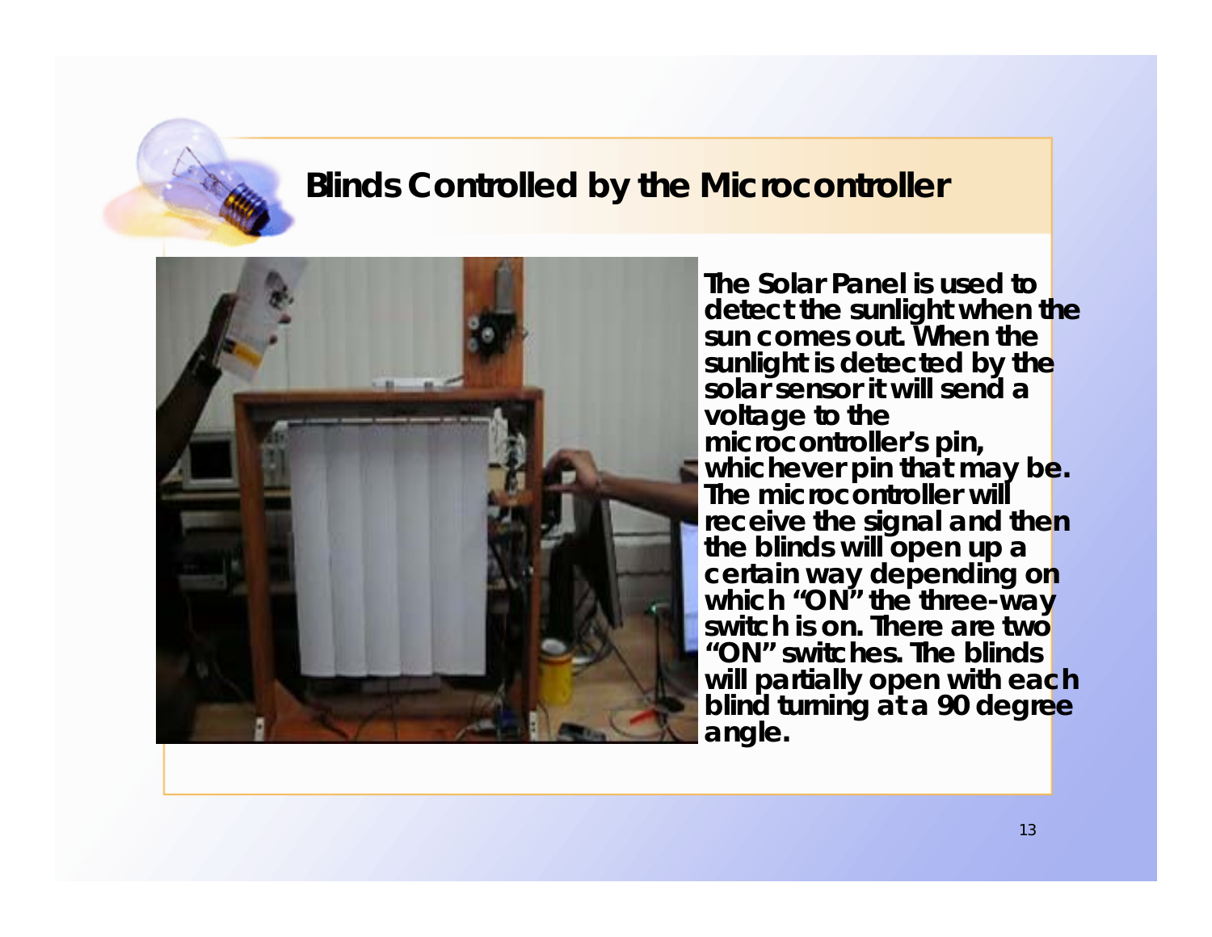## Blinds Controlled by the Microcontroller

The Solar Panel is used to detect the sunlight when the sun comes out. When the sunlight is detected by the solar sensor it will send a voltage to the microcontroller's pin, whichever pin that may be. The microcontroller will receive the signal and then the blinds will open up a certain way depending on which "ON" the three-way switch is on. There are two "ON" switches. The blinds will partially open with each blind turning at a 90 degree angle.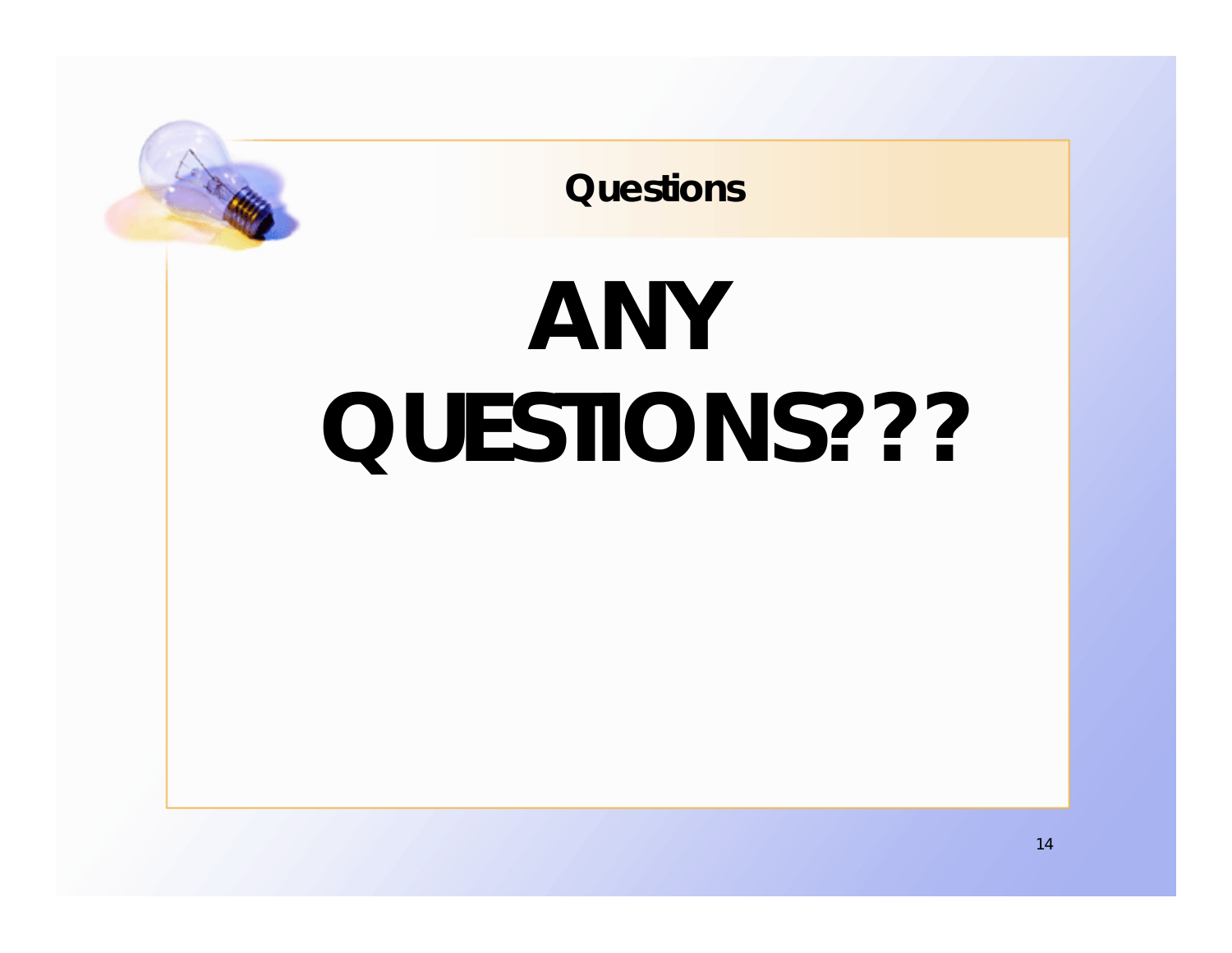# Questions

**ANY QUESTIONS???**